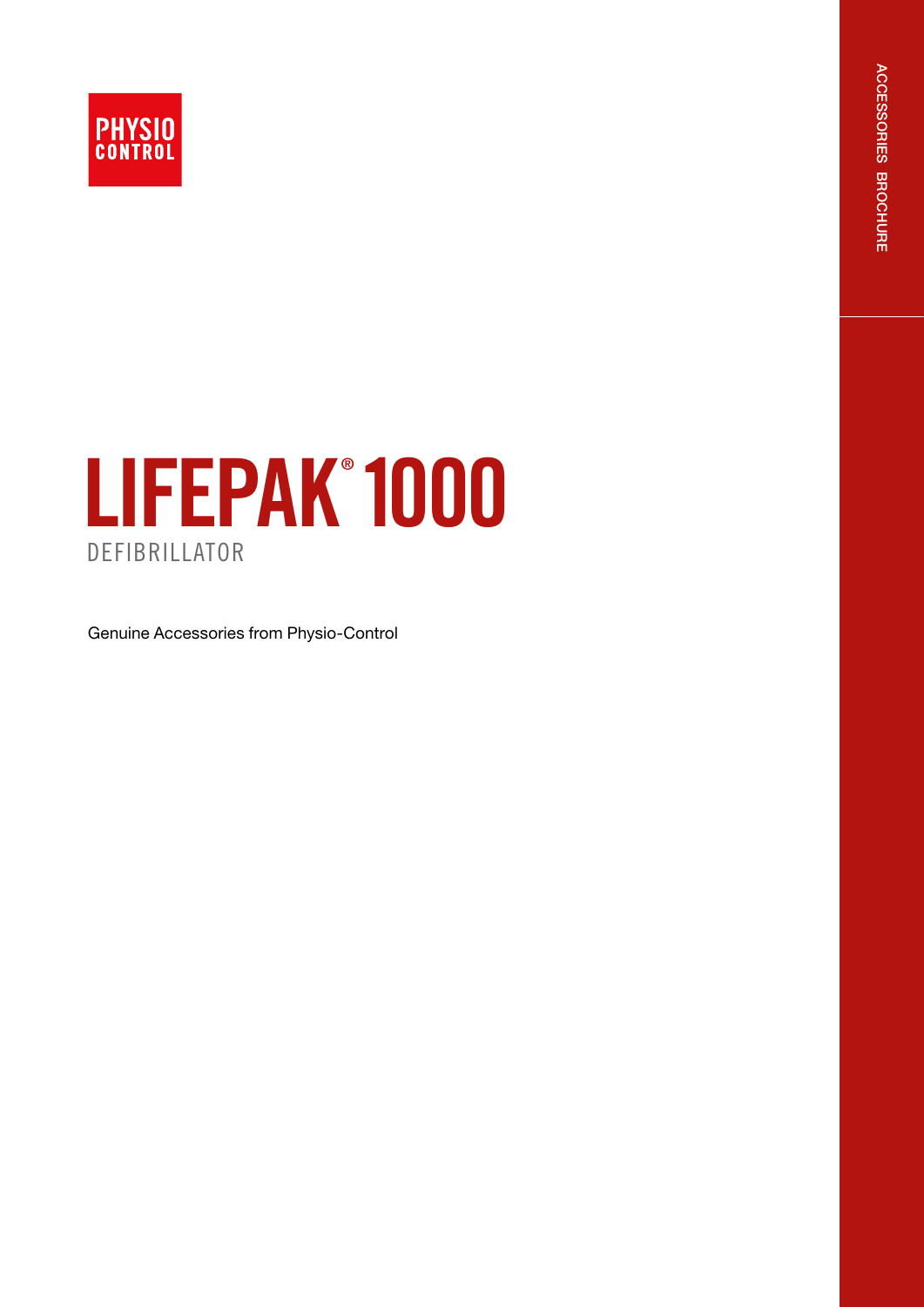PHYSIO CONTROL

ACCESSORIES BROCHURE

# LIFEPAK® 1000

## DEFIBRILLATOR

Genuine Accessories from Physio-Control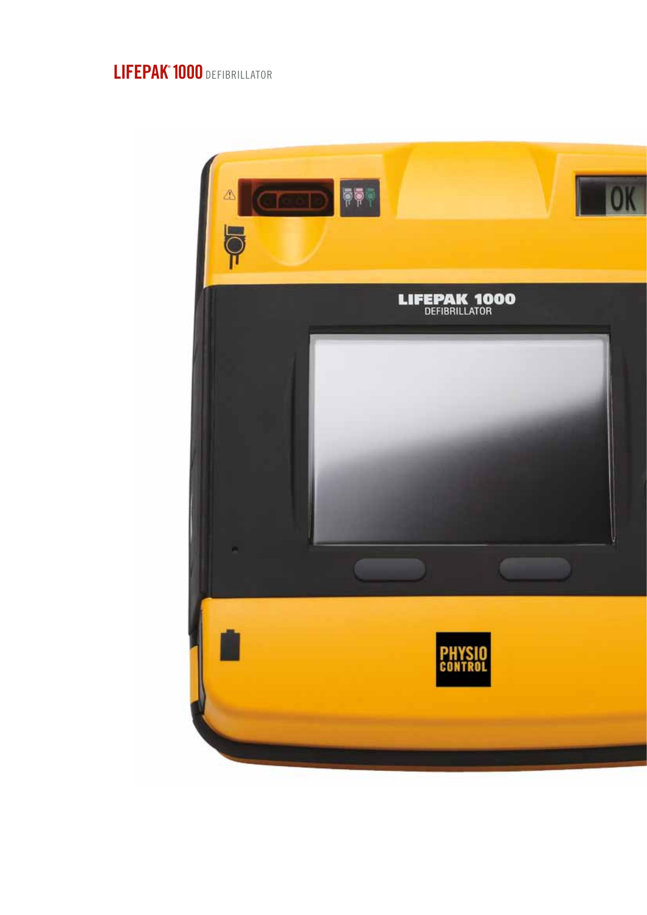LIFEPAK® 1000 DEFIBRILLATOR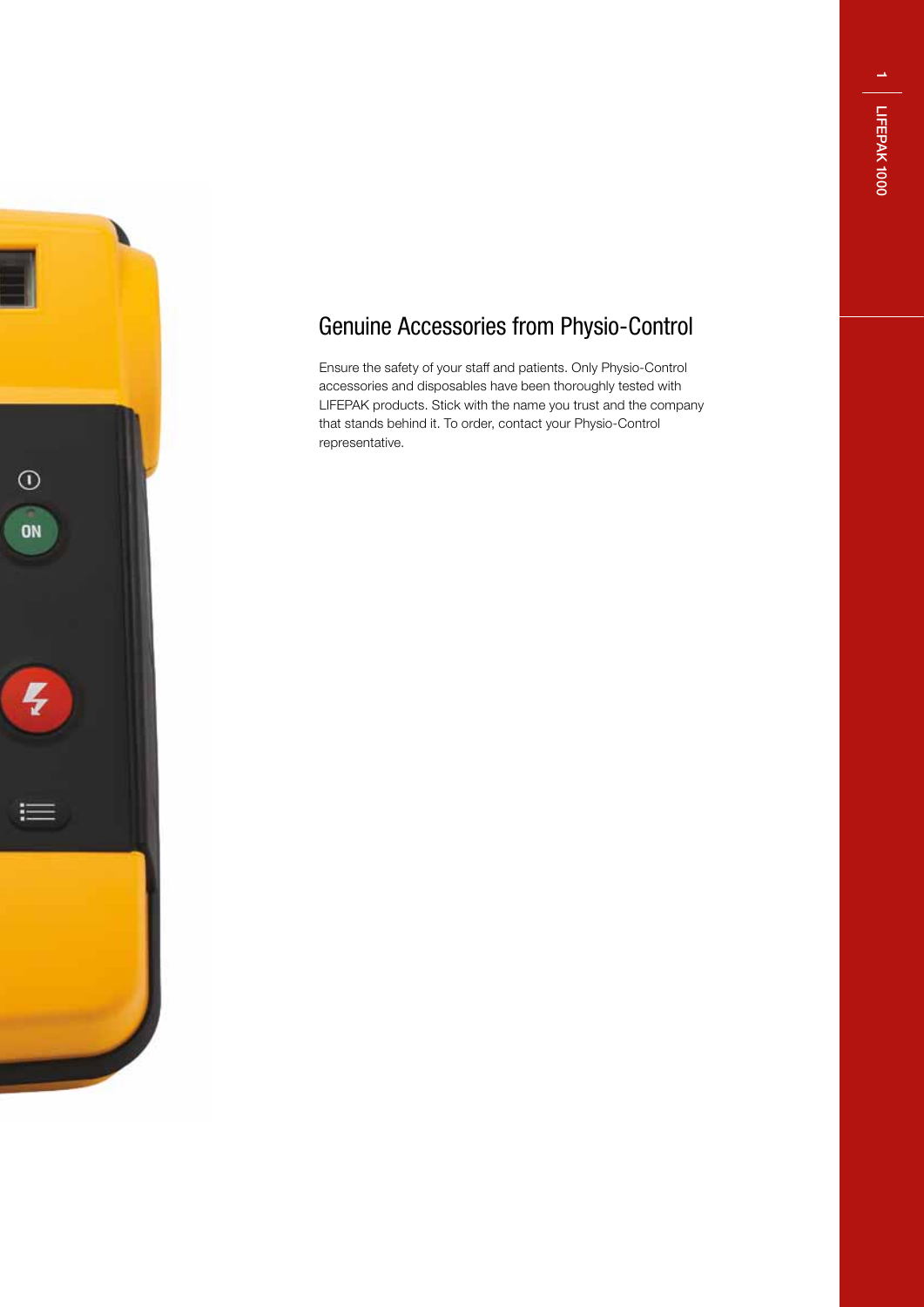## Genuine Accessories from Physio-Control

Ensure the safety of your staff and patients. Only Physio-Control accessories and disposables have been thoroughly tested with LIFEPAK products. Stick with the name you trust and the company that stands behind it. To order, contact your Physio-Control representative.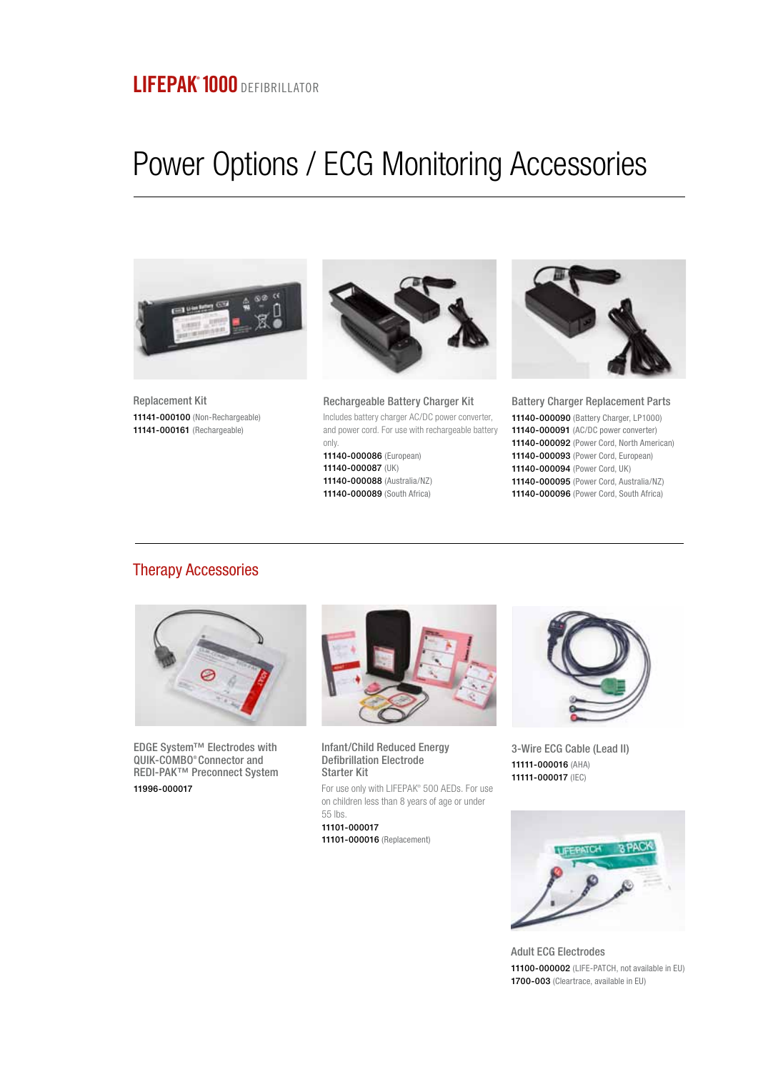LIFEPAK® 1000 DEFIBRILLATOR

# Power Options / ECG Monitoring Accessories

### Replacement Kit

**11141-000100** (Non-Rechargeable)
**11141-000161** (Rechargeable)

### Rechargeable Battery Charger Kit

Includes battery charger AC/DC power converter, and power cord. For use with rechargeable battery only.

**11140-000086** (European)
**11140-000087** (UK)
**11140-000088** (Australia/NZ)
**11140-000089** (South Africa)

### Battery Charger Replacement Parts

**11140-000090** (Battery Charger, LP1000)
**11140-000091** (AC/DC power converter)
**11140-000092** (Power Cord, North American)
**11140-000093** (Power Cord, European)
**11140-000094** (Power Cord, UK)
**11140-000095** (Power Cord, Australia/NZ)
**11140-000096** (Power Cord, South Africa)

## Therapy Accessories

### EDGE System™ Electrodes with QUIK-COMBO® Connector and REDI-PAK™ Preconnect System

**11996-000017**

### Infant/Child Reduced Energy Defibrillation Electrode Starter Kit

For use only with LIFEPAK® 500 AEDs. For use on children less than 8 years of age or under 55 lbs.

**11101-000017**
**11101-000016** (Replacement)

### 3-Wire ECG Cable (Lead II)

**11111-000016** (AHA)
**11111-000017** (IEC)

### Adult ECG Electrodes

**11100-000002** (LIFE-PATCH, not available in EU)
**1700-003** (Cleartrace, available in EU)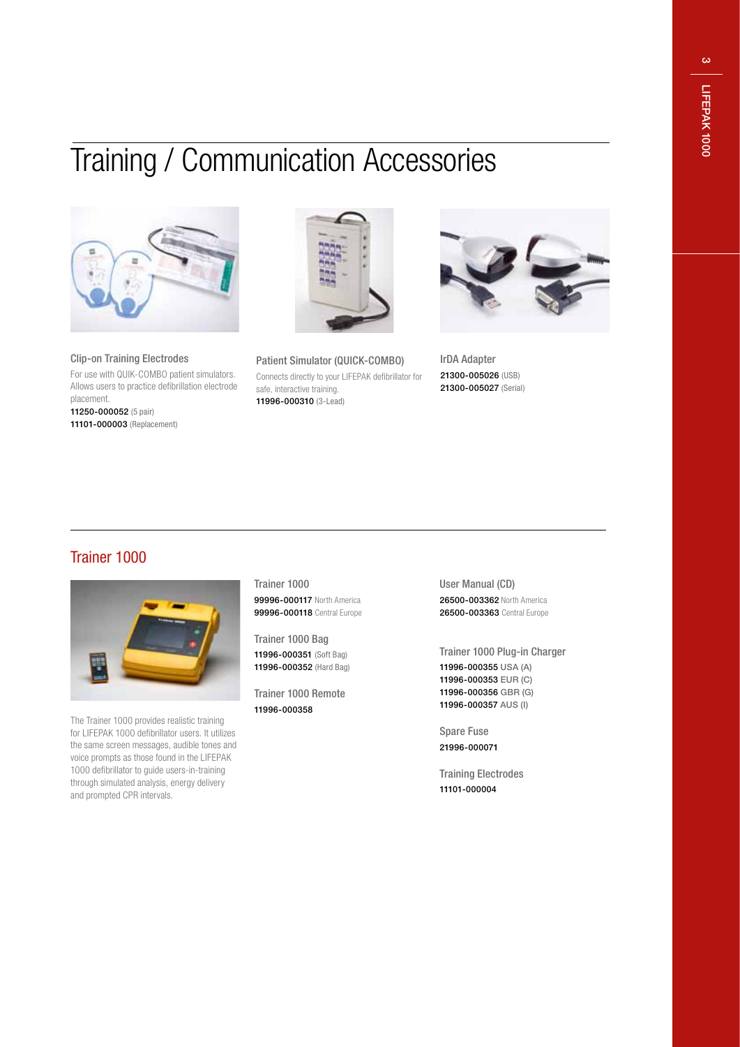# Training / Communication Accessories

**Clip-on Training Electrodes**

For use with QUIK-COMBO patient simulators. Allows users to practice defibrillation electrode placement.

**11250-000052** (5 pair)
**11101-000003** (Replacement)

**Patient Simulator (QUICK-COMBO)**

Connects directly to your LIFEPAK defibrillator for safe, interactive training.

**11996-000310** (3-Lead)

**IrDA Adapter**

**21300-005026** (USB)
**21300-005027** (Serial)

## Trainer 1000

The Trainer 1000 provides realistic training for LIFEPAK 1000 defibrillator users. It utilizes the same screen messages, audible tones and voice prompts as those found in the LIFEPAK 1000 defibrillator to guide users-in-training through simulated analysis, energy delivery and prompted CPR intervals.

**Trainer 1000**

**99996-000117** North America
**99996-000118** Central Europe

**Trainer 1000 Bag**

**11996-000351** (Soft Bag)
**11996-000352** (Hard Bag)

**Trainer 1000 Remote**

**11996-000358**

**User Manual (CD)**

**26500-003362** North America
**26500-003363** Central Europe

**Trainer 1000 Plug-in Charger**

**11996-000355** USA (A)
**11996-000353** EUR (C)
**11996-000356** GBR (G)
**11996-000357** AUS (I)

**Spare Fuse**

**21996-000071**

**Training Electrodes**

**11101-000004**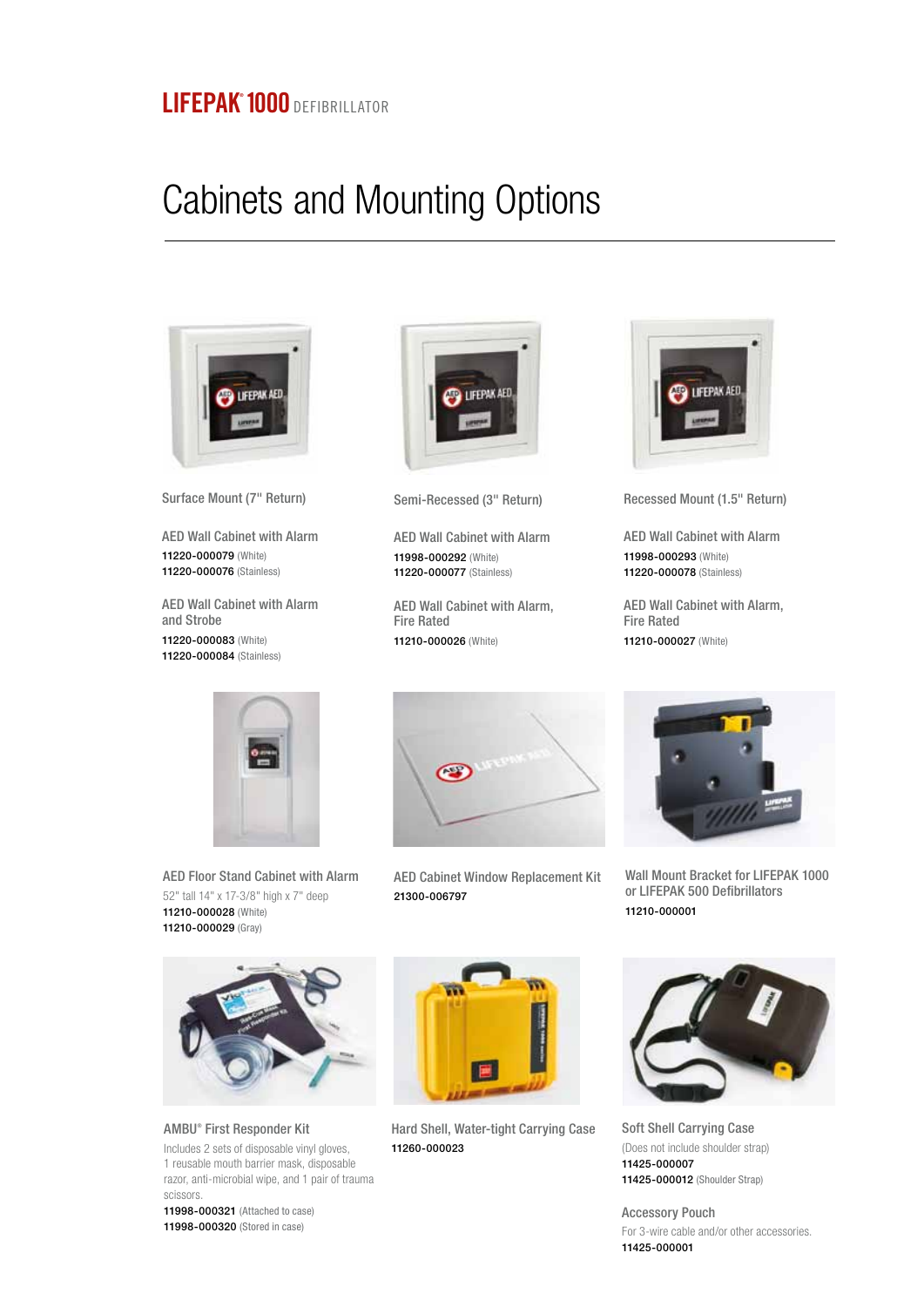**LIFEPAK® 1000** DEFIBRILLATOR

# Cabinets and Mounting Options

### Surface Mount (7" Return)

AED Wall Cabinet with Alarm
**11220-000079** (White)
**11220-000076** (Stainless)

AED Wall Cabinet with Alarm and Strobe
**11220-000083** (White)
**11220-000084** (Stainless)

### Semi-Recessed (3" Return)

AED Wall Cabinet with Alarm
**11998-000292** (White)
**11220-000077** (Stainless)

AED Wall Cabinet with Alarm, Fire Rated
**11210-000026** (White)

### Recessed Mount (1.5" Return)

AED Wall Cabinet with Alarm
**11998-000293** (White)
**11220-000078** (Stainless)

AED Wall Cabinet with Alarm, Fire Rated
**11210-000027** (White)

### AED Floor Stand Cabinet with Alarm

52" tall 14" x 17-3/8" high x 7" deep
**11210-000028** (White)
**11210-000029** (Gray)

### AED Cabinet Window Replacement Kit

**21300-006797**

### Wall Mount Bracket for LIFEPAK 1000 or LIFEPAK 500 Defibrillators

**11210-000001**

### AMBU® First Responder Kit

Includes 2 sets of disposable vinyl gloves, 1 reusable mouth barrier mask, disposable razor, anti-microbial wipe, and 1 pair of trauma scissors.
**11998-000321** (Attached to case)
**11998-000320** (Stored in case)

### Hard Shell, Water-tight Carrying Case

**11260-000023**

### Soft Shell Carrying Case

(Does not include shoulder strap)
**11425-000007**
**11425-000012** (Shoulder Strap)

### Accessory Pouch

For 3-wire cable and/or other accessories.
**11425-000001**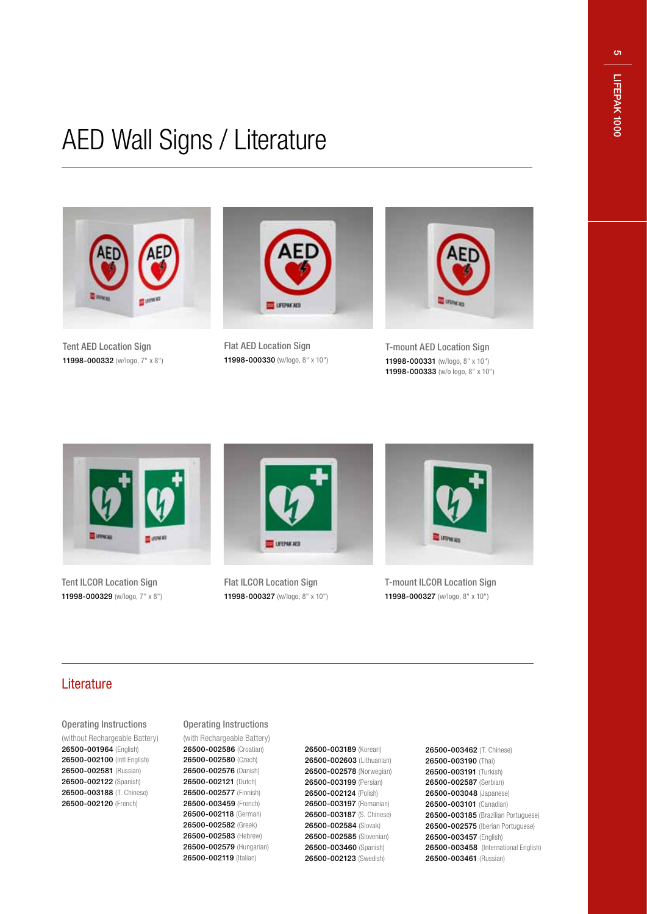# AED Wall Signs / Literature

Tent AED Location Sign
**11998-000332** (w/logo, 7" x 8")

Flat AED Location Sign
**11998-000330** (w/logo, 8" x 10")

T-mount AED Location Sign
**11998-000331** (w/logo, 8" x 10")
**11998-000333** (w/o logo, 8" x 10")

Tent ILCOR Location Sign
**11998-000329** (w/logo, 7" x 8")

Flat ILCOR Location Sign
**11998-000327** (w/logo, 8" x 10")

T-mount ILCOR Location Sign
**11998-000327** (w/logo, 8" x 10")

## Literature

Operating Instructions
(without Rechargeable Battery)
**26500-001964** (English)
**26500-002100** (Intl English)
**26500-002581** (Russian)
**26500-002122** (Spanish)
**26500-003188** (T. Chinese)
**26500-002120** (French)

Operating Instructions
(with Rechargeable Battery)
**26500-002586** (Croatian)
**26500-002580** (Czech)
**26500-002576** (Danish)
**26500-002121** (Dutch)
**26500-002577** (Finnish)
**26500-003459** (French)
**26500-002118** (German)
**26500-002582** (Greek)
**26500-002583** (Hebrew)
**26500-002579** (Hungarian)
**26500-002119** (Italian)
**26500-003189** (Korean)
**26500-002603** (Lithuanian)
**26500-002578** (Norwegian)
**26500-003199** (Persian)
**26500-002124** (Polish)
**26500-003197** (Romanian)
**26500-003187** (S. Chinese)
**26500-002584** (Slovak)
**26500-002585** (Slovenian)
**26500-003460** (Spanish)
**26500-002123** (Swedish)
**26500-003462** (T. Chinese)
**26500-003190** (Thai)
**26500-003191** (Turkish)
**26500-002587** (Serbian)
**26500-003048** (Japanese)
**26500-003101** (Canadian)
**26500-003185** (Brazilian Portuguese)
**26500-002575** (Iberian Portuguese)
**26500-003457** (English)
**26500-003458** (International English)
**26500-003461** (Russian)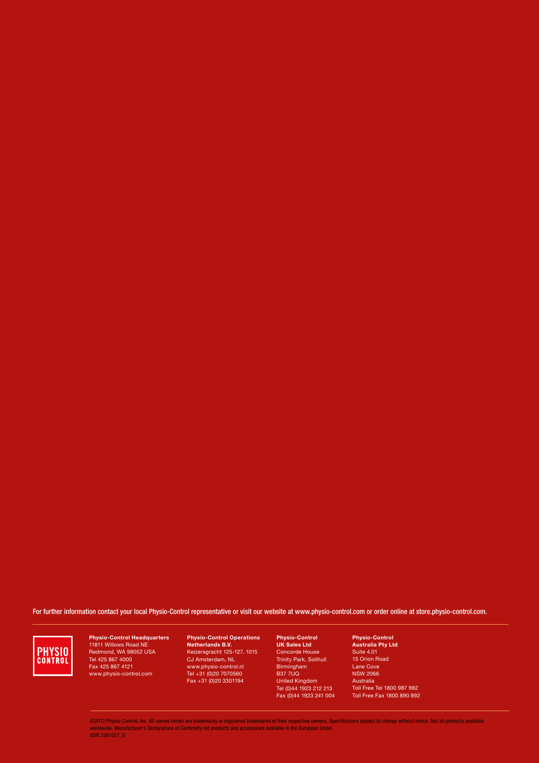For further information contact your local Physio-Control representative or visit our website at www.physio-control.com or order online at store.physio-control.com.

PHYSIO CONTROL

**Physio-Control Headquarters**
11811 Willows Road NE
Redmond, WA 98052 USA
Tel 425 867 4000
Fax 425 867 4121
www.physio-control.com

**Physio-Control Operations Netherlands B.V.**
Keizersgracht 125-127, 1015
CJ Amsterdam, NL
www.physio-control.nl
Tel +31 (0)20 7070560
Fax +31 (0)20 3301194

**Physio-Control UK Sales Ltd**
Concorde House
Trinity Park, Solihull
Birmingham
B37 7UQ
United Kingdom
Tel (0)44 1923 212 213
Fax (0)44 1923 241 004

**Physio-Control Australia Pty Ltd**
Suite 4.01
15 Orion Road
Lane Cove
NSW 2066
Australia
Toll Free Tel 1800 987 982
Toll Free Fax 1800 890 892

©2012 Physio-Control, Inc. All names herein are trademarks or registered trademarks of their respective owners. Specifications subject to change without notice. Not all products available worldwide. Manufacturer's Declarations of Confirmity list products and accessories available in the European Union.
GDR 3301557_D